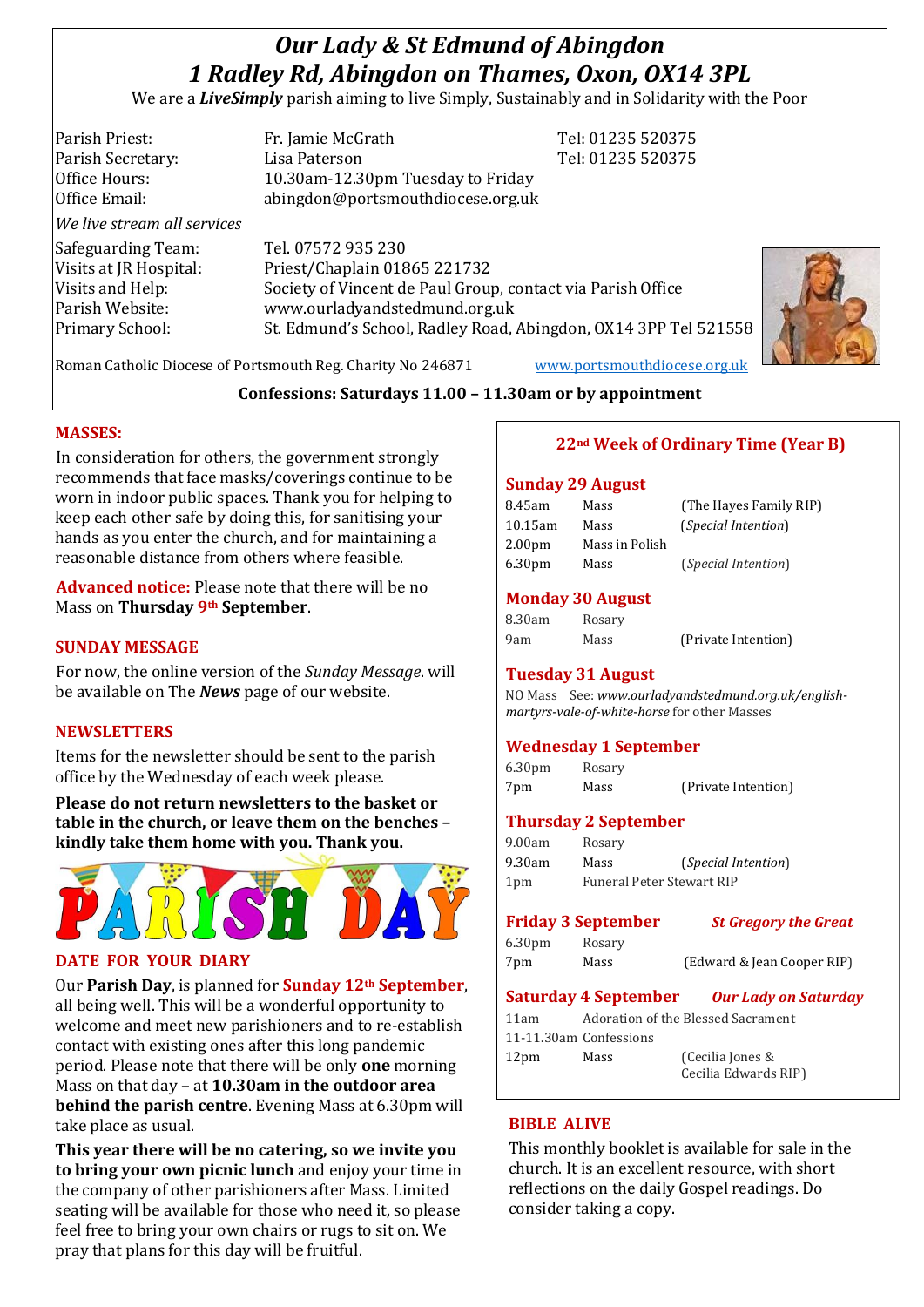# *Our Lady & St Edmund of Abingdon*
# *1 Radley Rd, Abingdon on Thames, Oxon, OX14 3PL*

We are a ***LiveSimply*** parish aiming to live Simply, Sustainably and in Solidarity with the Poor

| | | |
|---|---|---|
| Parish Priest: | Fr. Jamie McGrath | Tel: 01235 520375 |
| Parish Secretary: | Lisa Paterson | Tel: 01235 520375 |
| Office Hours: | 10.30am-12.30pm Tuesday to Friday | |
| Office Email: | abingdon@portsmouthdiocese.org.uk | |

*We live stream all services*

| | |
|---|---|
| Safeguarding Team: | Tel. 07572 935 230 |
| Visits at JR Hospital: | Priest/Chaplain 01865 221732 |
| Visits and Help: | Society of Vincent de Paul Group, contact via Parish Office |
| Parish Website: | www.ourladyandstedmund.org.uk |
| Primary School: | St. Edmund's School, Radley Road, Abingdon, OX14 3PP Tel 521558 |

Roman Catholic Diocese of Portsmouth Reg. Charity No 246871 www.portsmouthdiocese.org.uk

**Confessions: Saturdays 11.00 – 11.30am or by appointment**

## MASSES:

In consideration for others, the government strongly recommends that face masks/coverings continue to be worn in indoor public spaces. Thank you for helping to keep each other safe by doing this, for sanitising your hands as you enter the church, and for maintaining a reasonable distance from others where feasible.

**Advanced notice:** Please note that there will be no Mass on **Thursday 9th September**.

## SUNDAY MESSAGE

For now, the online version of the *Sunday Message*. will be available on The ***News*** page of our website.

## NEWSLETTERS

Items for the newsletter should be sent to the parish office by the Wednesday of each week please.

**Please do not return newsletters to the basket or table in the church, or leave them on the benches – kindly take them home with you. Thank you.**

# PARISH DAY

## DATE FOR YOUR DIARY

Our **Parish Day**, is planned for **Sunday 12th September**, all being well. This will be a wonderful opportunity to welcome and meet new parishioners and to re-establish contact with existing ones after this long pandemic period. Please note that there will be only **one** morning Mass on that day – at **10.30am in the outdoor area behind the parish centre**. Evening Mass at 6.30pm will take place as usual.

**This year there will be no catering, so we invite you to bring your own picnic lunch** and enjoy your time in the company of other parishioners after Mass. Limited seating will be available for those who need it, so please feel free to bring your own chairs or rugs to sit on. We pray that plans for this day will be fruitful.

## 22nd Week of Ordinary Time (Year B)

### Sunday 29 August

| | | |
|---|---|---|
| 8.45am | Mass | (The Hayes Family RIP) |
| 10.15am | Mass | (*Special Intention*) |
| 2.00pm | Mass in Polish | |
| 6.30pm | Mass | (*Special Intention*) |

### Monday 30 August

| | | |
|---|---|---|
| 8.30am | Rosary | |
| 9am | Mass | (Private Intention) |

### Tuesday 31 August

NO Mass See: *www.ourladyandstedmund.org.uk/english-martyrs-vale-of-white-horse* for other Masses

### Wednesday 1 September

| | | |
|---|---|---|
| 6.30pm | Rosary | |
| 7pm | Mass | (Private Intention) |

### Thursday 2 September

| | | |
|---|---|---|
| 9.00am | Rosary | |
| 9.30am | Mass | (*Special Intention*) |
| 1pm | Funeral Peter Stewart RIP | |

### Friday 3 September — *St Gregory the Great*

| | | |
|---|---|---|
| 6.30pm | Rosary | |
| 7pm | Mass | (Edward & Jean Cooper RIP) |

### Saturday 4 September — *Our Lady on Saturday*

| | | |
|---|---|---|
| 11am | Adoration of the Blessed Sacrament | |
| 11-11.30am | Confessions | |
| 12pm | Mass | (Cecilia Jones & Cecilia Edwards RIP) |

## BIBLE ALIVE

This monthly booklet is available for sale in the church. It is an excellent resource, with short reflections on the daily Gospel readings. Do consider taking a copy.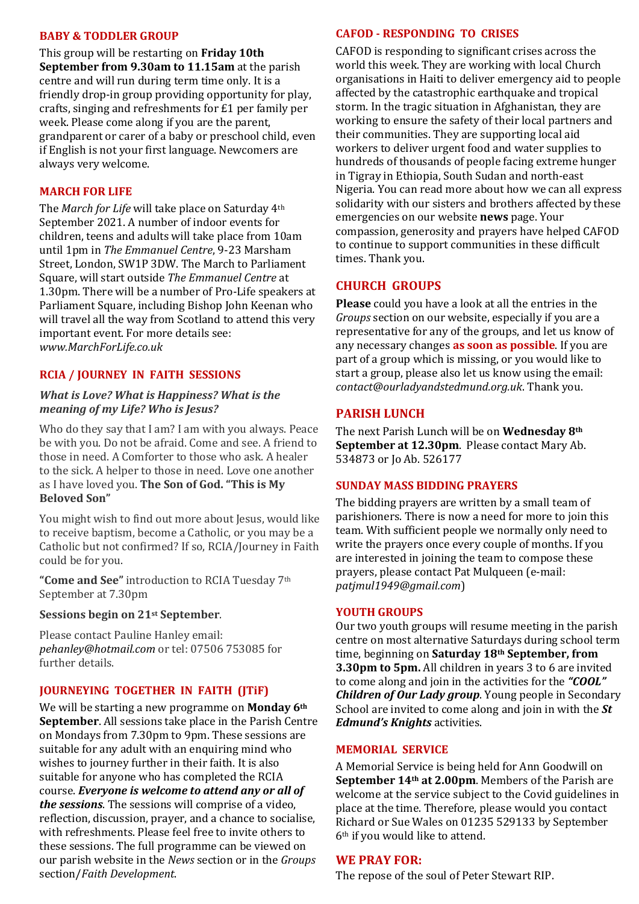## BABY & TODDLER GROUP

This group will be restarting on **Friday 10th September from 9.30am to 11.15am** at the parish centre and will run during term time only. It is a friendly drop-in group providing opportunity for play, crafts, singing and refreshments for £1 per family per week. Please come along if you are the parent, grandparent or carer of a baby or preschool child, even if English is not your first language. Newcomers are always very welcome.

## MARCH FOR LIFE

The *March for Life* will take place on Saturday 4th September 2021. A number of indoor events for children, teens and adults will take place from 10am until 1pm in *The Emmanuel Centre*, 9-23 Marsham Street, London, SW1P 3DW. The March to Parliament Square, will start outside *The Emmanuel Centre* at 1.30pm. There will be a number of Pro-Life speakers at Parliament Square, including Bishop John Keenan who will travel all the way from Scotland to attend this very important event. For more details see: *www.MarchForLife.co.uk*

## RCIA / JOURNEY IN FAITH SESSIONS

***What is Love? What is Happiness? What is the meaning of my Life? Who is Jesus?***

Who do they say that I am? I am with you always. Peace be with you. Do not be afraid. Come and see. A friend to those in need. A Comforter to those who ask. A healer to the sick. A helper to those in need. Love one another as I have loved you. **The Son of God. "This is My Beloved Son"**

You might wish to find out more about Jesus, would like to receive baptism, become a Catholic, or you may be a Catholic but not confirmed? If so, RCIA/Journey in Faith could be for you.

**"Come and See"** introduction to RCIA Tuesday 7th September at 7.30pm

**Sessions begin on 21st September**.

Please contact Pauline Hanley email: *pehanley@hotmail.com* or tel: 07506 753085 for further details.

## JOURNEYING TOGETHER IN FAITH (JTiF)

We will be starting a new programme on **Monday 6th September**. All sessions take place in the Parish Centre on Mondays from 7.30pm to 9pm. These sessions are suitable for any adult with an enquiring mind who wishes to journey further in their faith. It is also suitable for anyone who has completed the RCIA course. ***Everyone is welcome to attend any or all of the sessions***. The sessions will comprise of a video, reflection, discussion, prayer, and a chance to socialise, with refreshments. Please feel free to invite others to these sessions. The full programme can be viewed on our parish website in the *News* section or in the *Groups* section/*Faith Development*.

## CAFOD - RESPONDING TO CRISES

CAFOD is responding to significant crises across the world this week. They are working with local Church organisations in Haiti to deliver emergency aid to people affected by the catastrophic earthquake and tropical storm. In the tragic situation in Afghanistan, they are working to ensure the safety of their local partners and their communities. They are supporting local aid workers to deliver urgent food and water supplies to hundreds of thousands of people facing extreme hunger in Tigray in Ethiopia, South Sudan and north-east Nigeria. You can read more about how we can all express solidarity with our sisters and brothers affected by these emergencies on our website **news** page. Your compassion, generosity and prayers have helped CAFOD to continue to support communities in these difficult times. Thank you.

## CHURCH GROUPS

**Please** could you have a look at all the entries in the *Groups* section on our website, especially if you are a representative for any of the groups, and let us know of any necessary changes **as soon as possible**. If you are part of a group which is missing, or you would like to start a group, please also let us know using the email: *contact@ourladyandstedmund.org.uk*. Thank you.

## PARISH LUNCH

The next Parish Lunch will be on **Wednesday 8th September at 12.30pm**. Please contact Mary Ab. 534873 or Jo Ab. 526177

## SUNDAY MASS BIDDING PRAYERS

The bidding prayers are written by a small team of parishioners. There is now a need for more to join this team. With sufficient people we normally only need to write the prayers once every couple of months. If you are interested in joining the team to compose these prayers, please contact Pat Mulqueen (e-mail: *patjmul1949@gmail.com*)

## YOUTH GROUPS

Our two youth groups will resume meeting in the parish centre on most alternative Saturdays during school term time, beginning on **Saturday 18th September, from 3.30pm to 5pm.** All children in years 3 to 6 are invited to come along and join in the activities for the ***"COOL" Children of Our Lady group***. Young people in Secondary School are invited to come along and join in with the ***St Edmund's Knights*** activities.

## MEMORIAL SERVICE

A Memorial Service is being held for Ann Goodwill on **September 14th at 2.00pm**. Members of the Parish are welcome at the service subject to the Covid guidelines in place at the time. Therefore, please would you contact Richard or Sue Wales on 01235 529133 by September 6th if you would like to attend.

## WE PRAY FOR:

The repose of the soul of Peter Stewart RIP.